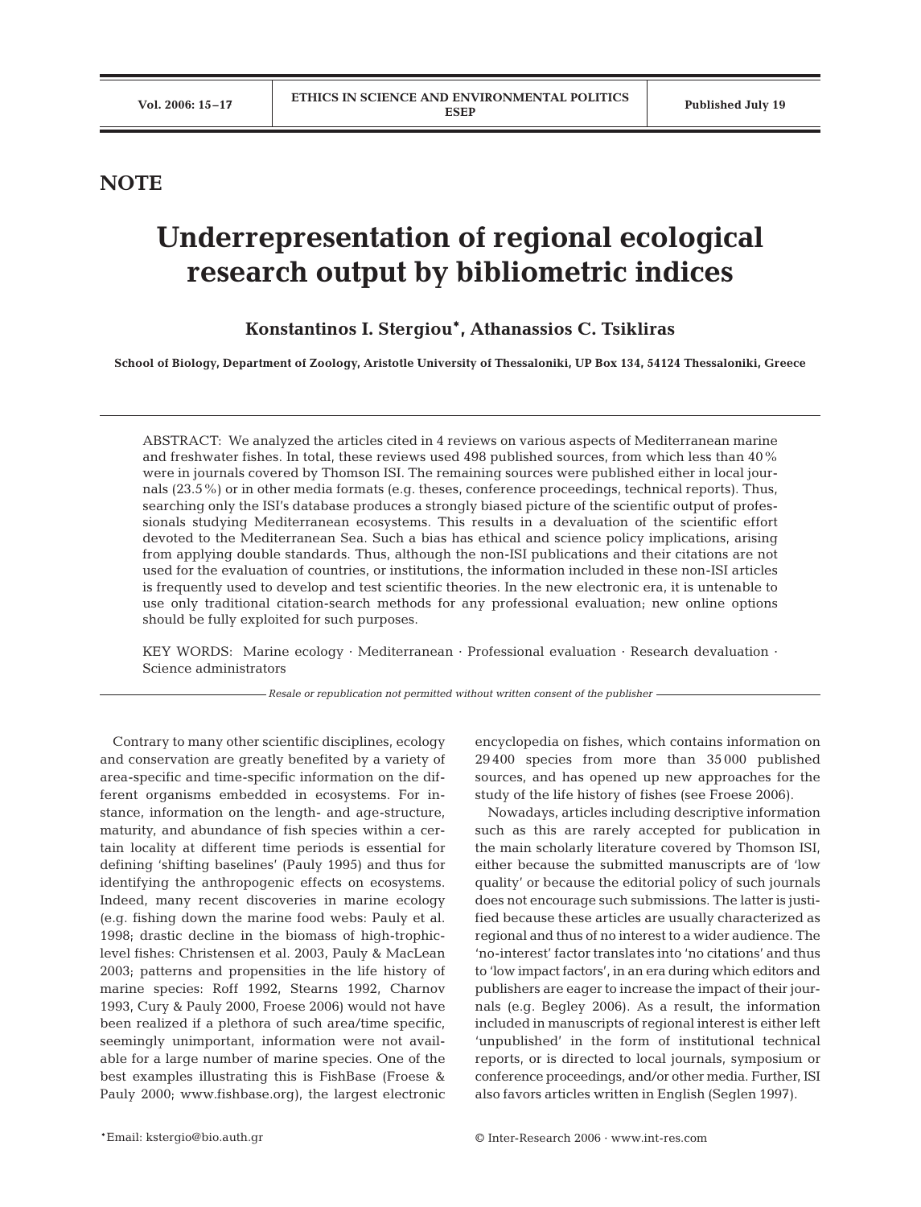**NOTE**

# Underrepresentation of regional ecological research output by bibliometric indices

**Konstantinos I. Stergiou*, Athanassios C. Tsikliras**

**School of Biology, Department of Zoology, Aristotle University of Thessaloniki, UP Box 134, 54124 Thessaloniki, Greece**

ABSTRACT: We analyzed the articles cited in 4 reviews on various aspects of Mediterranean marine and freshwater fishes. In total, these reviews used 498 published sources, from which less than 40% were in journals covered by Thomson ISI. The remaining sources were published either in local journals (23.5%) or in other media formats (e.g. theses, conference proceedings, technical reports). Thus, searching only the ISI's database produces a strongly biased picture of the scientific output of professionals studying Mediterranean ecosystems. This results in a devaluation of the scientific effort devoted to the Mediterranean Sea. Such a bias has ethical and science policy implications, arising from applying double standards. Thus, although the non-ISI publications and their citations are not used for the evaluation of countries, or institutions, the information included in these non-ISI articles is frequently used to develop and test scientific theories. In the new electronic era, it is untenable to use only traditional citation-search methods for any professional evaluation; new online options should be fully exploited for such purposes.

KEY WORDS: Marine ecology · Mediterranean · Professional evaluation · Research devaluation · Science administrators

*Resale or republication not permitted without written consent of the publisher*

Contrary to many other scientific disciplines, ecology and conservation are greatly benefited by a variety of area-specific and time-specific information on the different organisms embedded in ecosystems. For instance, information on the length- and age-structure, maturity, and abundance of fish species within a certain locality at different time periods is essential for defining 'shifting baselines' (Pauly 1995) and thus for identifying the anthropogenic effects on ecosystems. Indeed, many recent discoveries in marine ecology (e.g. fishing down the marine food webs: Pauly et al. 1998; drastic decline in the biomass of high-trophic-level fishes: Christensen et al. 2003, Pauly & MacLean 2003; patterns and propensities in the life history of marine species: Roff 1992, Stearns 1992, Charnov 1993, Cury & Pauly 2000, Froese 2006) would not have been realized if a plethora of such area/time specific, seemingly unimportant, information were not available for a large number of marine species. One of the best examples illustrating this is FishBase (Froese & Pauly 2000; www.fishbase.org), the largest electronic encyclopedia on fishes, which contains information on 29400 species from more than 35000 published sources, and has opened up new approaches for the study of the life history of fishes (see Froese 2006).

Nowadays, articles including descriptive information such as this are rarely accepted for publication in the main scholarly literature covered by Thomson ISI, either because the submitted manuscripts are of 'low quality' or because the editorial policy of such journals does not encourage such submissions. The latter is justified because these articles are usually characterized as regional and thus of no interest to a wider audience. The 'no-interest' factor translates into 'no citations' and thus to 'low impact factors', in an era during which editors and publishers are eager to increase the impact of their journals (e.g. Begley 2006). As a result, the information included in manuscripts of regional interest is either left 'unpublished' in the form of institutional technical reports, or is directed to local journals, symposium or conference proceedings, and/or other media. Further, ISI also favors articles written in English (Seglen 1997).

*Email: kstergio@bio.auth.gr

© Inter-Research 2006 · www.int-res.com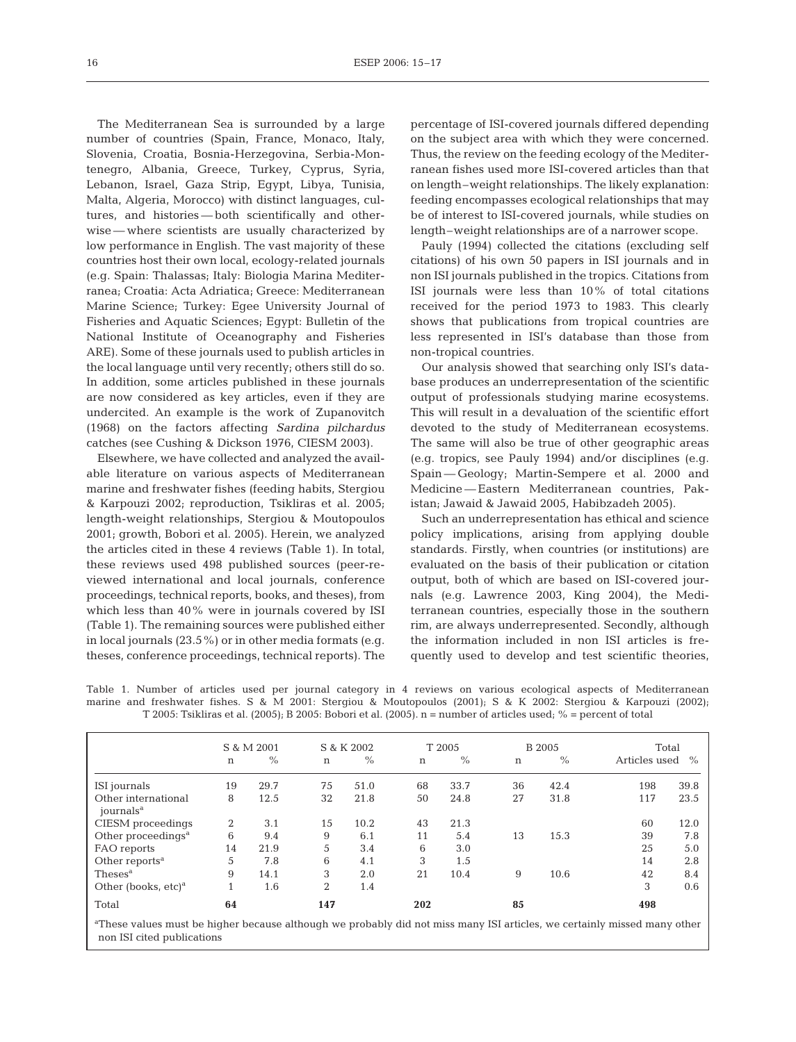The Mediterranean Sea is surrounded by a large number of countries (Spain, France, Monaco, Italy, Slovenia, Croatia, Bosnia-Herzegovina, Serbia-Montenegro, Albania, Greece, Turkey, Cyprus, Syria, Lebanon, Israel, Gaza Strip, Egypt, Libya, Tunisia, Malta, Algeria, Morocco) with distinct languages, cultures, and histories — both scientifically and otherwise — where scientists are usually characterized by low performance in English. The vast majority of these countries host their own local, ecology-related journals (e.g. Spain: Thalassas; Italy: Biologia Marina Mediterranea; Croatia: Acta Adriatica; Greece: Mediterranean Marine Science; Turkey: Egee University Journal of Fisheries and Aquatic Sciences; Egypt: Bulletin of the National Institute of Oceanography and Fisheries ARE). Some of these journals used to publish articles in the local language until very recently; others still do so. In addition, some articles published in these journals are now considered as key articles, even if they are undercited. An example is the work of Zupanovitch (1968) on the factors affecting *Sardina pilchardus* catches (see Cushing & Dickson 1976, CIESM 2003).

Elsewhere, we have collected and analyzed the available literature on various aspects of Mediterranean marine and freshwater fishes (feeding habits, Stergiou & Karpouzi 2002; reproduction, Tsikliras et al. 2005; length-weight relationships, Stergiou & Moutopoulos 2001; growth, Bobori et al. 2005). Herein, we analyzed the articles cited in these 4 reviews (Table 1). In total, these reviews used 498 published sources (peer-reviewed international and local journals, conference proceedings, technical reports, books, and theses), from which less than 40% were in journals covered by ISI (Table 1). The remaining sources were published either in local journals (23.5%) or in other media formats (e.g. theses, conference proceedings, technical reports). The percentage of ISI-covered journals differed depending on the subject area with which they were concerned. Thus, the review on the feeding ecology of the Mediterranean fishes used more ISI-covered articles than that on length–weight relationships. The likely explanation: feeding encompasses ecological relationships that may be of interest to ISI-covered journals, while studies on length–weight relationships are of a narrower scope.

Pauly (1994) collected the citations (excluding self citations) of his own 50 papers in ISI journals and in non ISI journals published in the tropics. Citations from ISI journals were less than 10% of total citations received for the period 1973 to 1983. This clearly shows that publications from tropical countries are less represented in ISI's database than those from non-tropical countries.

Our analysis showed that searching only ISI's database produces an underrepresentation of the scientific output of professionals studying marine ecosystems. This will result in a devaluation of the scientific effort devoted to the study of Mediterranean ecosystems. The same will also be true of other geographic areas (e.g. tropics, see Pauly 1994) and/or disciplines (e.g. Spain — Geology; Martin-Sempere et al. 2000 and Medicine — Eastern Mediterranean countries, Pakistan; Jawaid & Jawaid 2005, Habibzadeh 2005).

Such an underrepresentation has ethical and science policy implications, arising from applying double standards. Firstly, when countries (or institutions) are evaluated on the basis of their publication or citation output, both of which are based on ISI-covered journals (e.g. Lawrence 2003, King 2004), the Mediterranean countries, especially those in the southern rim, are always underrepresented. Secondly, although the information included in non ISI articles is frequently used to develop and test scientific theories,

Table 1. Number of articles used per journal category in 4 reviews on various ecological aspects of Mediterranean marine and freshwater fishes. S & M 2001: Stergiou & Moutopoulos (2001); S & K 2002: Stergiou & Karpouzi (2002); T 2005: Tsikliras et al. (2005); B 2005: Bobori et al. (2005). n = number of articles used; % = percent of total

| | S & M 2001 | | S & K 2002 | | T 2005 | | B 2005 | | Total | |
|---|---|---|---|---|---|---|---|---|---|---|
| | n | % | n | % | n | % | n | % | Articles used | % |
| ISI journals | 19 | 29.7 | 75 | 51.0 | 68 | 33.7 | 36 | 42.4 | 198 | 39.8 |
| Other international journals[a] | 8 | 12.5 | 32 | 21.8 | 50 | 24.8 | 27 | 31.8 | 117 | 23.5 |
| CIESM proceedings | 2 | 3.1 | 15 | 10.2 | 43 | 21.3 | | | 60 | 12.0 |
| Other proceedings[a] | 6 | 9.4 | 9 | 6.1 | 11 | 5.4 | 13 | 15.3 | 39 | 7.8 |
| FAO reports | 14 | 21.9 | 5 | 3.4 | 6 | 3.0 | | | 25 | 5.0 |
| Other reports[a] | 5 | 7.8 | 6 | 4.1 | 3 | 1.5 | | | 14 | 2.8 |
| Theses[a] | 9 | 14.1 | 3 | 2.0 | 21 | 10.4 | 9 | 10.6 | 42 | 8.4 |
| Other (books, etc)[a] | 1 | 1.6 | 2 | 1.4 | | | | | 3 | 0.6 |
| Total | **64** | | **147** | | **202** | | **85** | | **498** | |

[a]These values must be higher because although we probably did not miss many ISI articles, we certainly missed many other non ISI cited publications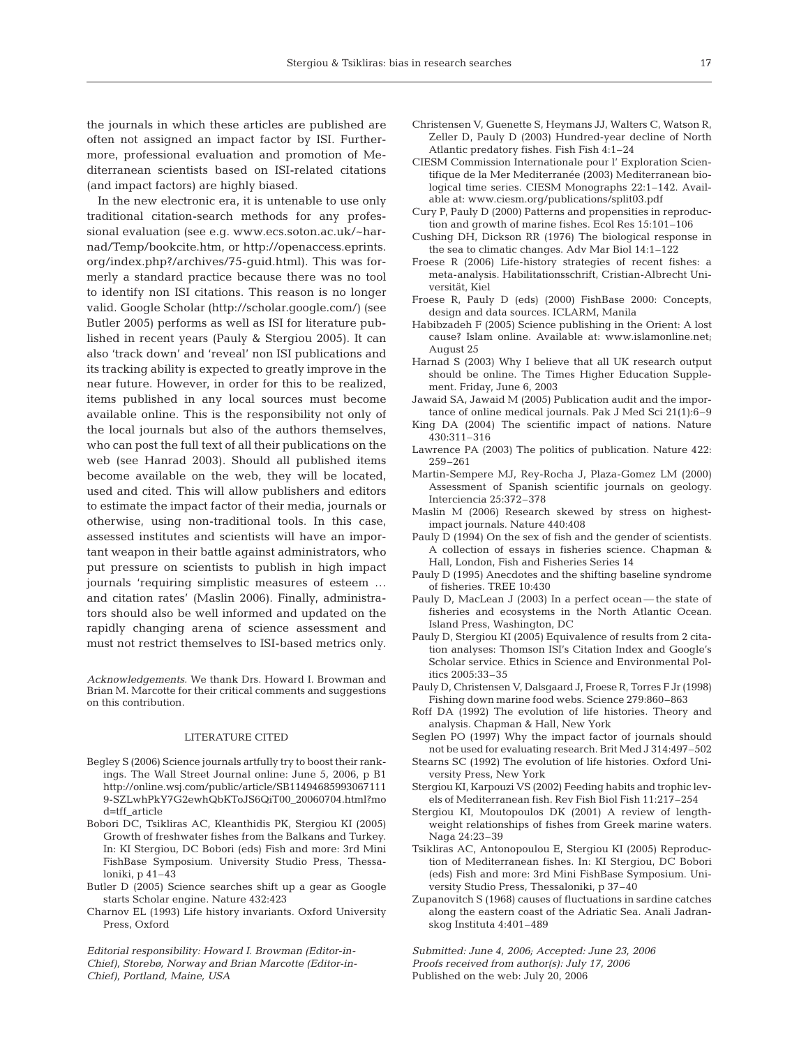the journals in which these articles are published are often not assigned an impact factor by ISI. Furthermore, professional evaluation and promotion of Mediterranean scientists based on ISI-related citations (and impact factors) are highly biased.

In the new electronic era, it is untenable to use only traditional citation-search methods for any professional evaluation (see e.g. www.ecs.soton.ac.uk/~harnad/Temp/bookcite.htm, or http://openaccess.eprints.org/index.php?/archives/75-guid.html). This was formerly a standard practice because there was no tool to identify non ISI citations. This reason is no longer valid. Google Scholar (http://scholar.google.com/) (see Butler 2005) performs as well as ISI for literature published in recent years (Pauly & Stergiou 2005). It can also 'track down' and 'reveal' non ISI publications and its tracking ability is expected to greatly improve in the near future. However, in order for this to be realized, items published in any local sources must become available online. This is the responsibility not only of the local journals but also of the authors themselves, who can post the full text of all their publications on the web (see Hanrad 2003). Should all published items become available on the web, they will be located, used and cited. This will allow publishers and editors to estimate the impact factor of their media, journals or otherwise, using non-traditional tools. In this case, assessed institutes and scientists will have an important weapon in their battle against administrators, who put pressure on scientists to publish in high impact journals 'requiring simplistic measures of esteem … and citation rates' (Maslin 2006). Finally, administrators should also be well informed and updated on the rapidly changing arena of science assessment and must not restrict themselves to ISI-based metrics only.

*Acknowledgements.* We thank Drs. Howard I. Browman and Brian M. Marcotte for their critical comments and suggestions on this contribution.

## LITERATURE CITED

Begley S (2006) Science journals artfully try to boost their rankings. The Wall Street Journal online: June 5, 2006, p B1 http://online.wsj.com/public/article/SB114946859930671119-SZLwhPkY7G2ewhQbKToJS6QiT00_20060704.html?mod=tff_article

Bobori DC, Tsikliras AC, Kleanthidis PK, Stergiou KI (2005) Growth of freshwater fishes from the Balkans and Turkey. In: KI Stergiou, DC Bobori (eds) Fish and more: 3rd Mini FishBase Symposium. University Studio Press, Thessaloniki, p 41–43

Butler D (2005) Science searches shift up a gear as Google starts Scholar engine. Nature 432:423

Charnov EL (1993) Life history invariants. Oxford University Press, Oxford

Christensen V, Guenette S, Heymans JJ, Walters C, Watson R, Zeller D, Pauly D (2003) Hundred-year decline of North Atlantic predatory fishes. Fish Fish 4:1–24

CIESM Commission Internationale pour l' Exploration Scientifique de la Mer Mediterranée (2003) Mediterranean biological time series. CIESM Monographs 22:1–142. Available at: www.ciesm.org/publications/split03.pdf

Cury P, Pauly D (2000) Patterns and propensities in reproduction and growth of marine fishes. Ecol Res 15:101–106

Cushing DH, Dickson RR (1976) The biological response in the sea to climatic changes. Adv Mar Biol 14:1–122

Froese R (2006) Life-history strategies of recent fishes: a meta-analysis. Habilitationsschrift, Cristian-Albrecht Universität, Kiel

Froese R, Pauly D (eds) (2000) FishBase 2000: Concepts, design and data sources. ICLARM, Manila

Habibzadeh F (2005) Science publishing in the Orient: A lost cause? Islam online. Available at: www.islamonline.net; August 25

Harnad S (2003) Why I believe that all UK research output should be online. The Times Higher Education Supplement. Friday, June 6, 2003

Jawaid SA, Jawaid M (2005) Publication audit and the importance of online medical journals. Pak J Med Sci 21(1):6–9

King DA (2004) The scientific impact of nations. Nature 430:311–316

Lawrence PA (2003) The politics of publication. Nature 422: 259–261

Martin-Sempere MJ, Rey-Rocha J, Plaza-Gomez LM (2000) Assessment of Spanish scientific journals on geology. Interciencia 25:372–378

Maslin M (2006) Research skewed by stress on highest-impact journals. Nature 440:408

Pauly D (1994) On the sex of fish and the gender of scientists. A collection of essays in fisheries science. Chapman & Hall, London, Fish and Fisheries Series 14

Pauly D (1995) Anecdotes and the shifting baseline syndrome of fisheries. TREE 10:430

Pauly D, MacLean J (2003) In a perfect ocean — the state of fisheries and ecosystems in the North Atlantic Ocean. Island Press, Washington, DC

Pauly D, Stergiou KI (2005) Equivalence of results from 2 citation analyses: Thomson ISI's Citation Index and Google's Scholar service. Ethics in Science and Environmental Politics 2005:33–35

Pauly D, Christensen V, Dalsgaard J, Froese R, Torres F Jr (1998) Fishing down marine food webs. Science 279:860–863

Roff DA (1992) The evolution of life histories. Theory and analysis. Chapman & Hall, New York

Seglen PO (1997) Why the impact factor of journals should not be used for evaluating research. Brit Med J 314:497–502

Stearns SC (1992) The evolution of life histories. Oxford University Press, New York

Stergiou KI, Karpouzi VS (2002) Feeding habits and trophic levels of Mediterranean fish. Rev Fish Biol Fish 11:217–254

Stergiou KI, Moutopoulos DK (2001) A review of length-weight relationships of fishes from Greek marine waters. Naga 24:23–39

Tsikliras AC, Antonopoulou E, Stergiou KI (2005) Reproduction of Mediterranean fishes. In: KI Stergiou, DC Bobori (eds) Fish and more: 3rd Mini FishBase Symposium. University Studio Press, Thessaloniki, p 37–40

Zupanovitch S (1968) causes of fluctuations in sardine catches along the eastern coast of the Adriatic Sea. Anali Jadranskog Instituta 4:401–489

*Editorial responsibility: Howard I. Browman (Editor-in-Chief), Storebø, Norway and Brian Marcotte (Editor-in-Chief), Portland, Maine, USA*

*Submitted: June 4, 2006; Accepted: June 23, 2006*
*Proofs received from author(s): July 17, 2006*
Published on the web: July 20, 2006